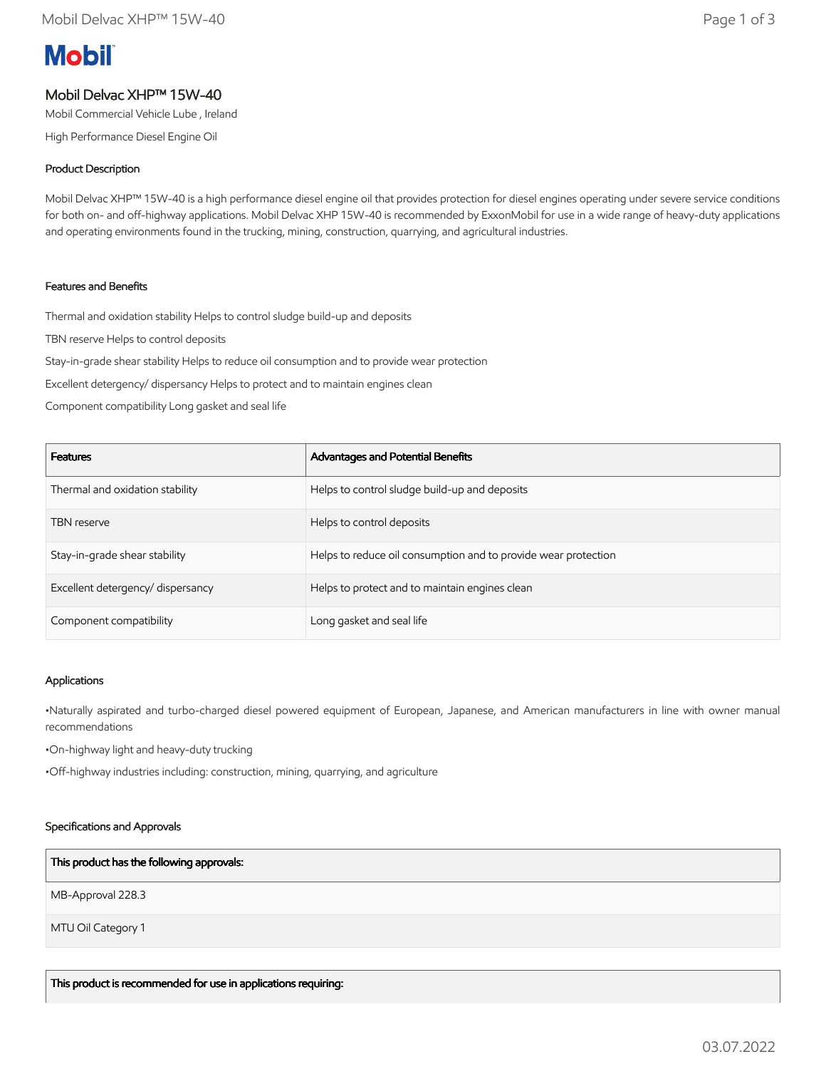# Mobil Delvac XHP™ 15W-40

Mobil Commercial Vehicle Lube , Ireland

High Performance Diesel Engine Oil

## Product Description

Mobil Delvac XHP™ 15W-40 is a high performance diesel engine oil that provides protection for diesel engines operating under severe service conditions for both on- and off-highway applications. Mobil Delvac XHP 15W-40 is recommended by ExxonMobil for use in a wide range of heavy-duty applications and operating environments found in the trucking, mining, construction, quarrying, and agricultural industries.

## Features and Benefits

Thermal and oxidation stability Helps to control sludge build-up and deposits

TBN reserve Helps to control deposits

Stay-in-grade shear stability Helps to reduce oil consumption and to provide wear protection

Excellent detergency/ dispersancy Helps to protect and to maintain engines clean

Component compatibility Long gasket and seal life

| Features | Advantages and Potential Benefits |
|---|---|
| Thermal and oxidation stability | Helps to control sludge build-up and deposits |
| TBN reserve | Helps to control deposits |
| Stay-in-grade shear stability | Helps to reduce oil consumption and to provide wear protection |
| Excellent detergency/ dispersancy | Helps to protect and to maintain engines clean |
| Component compatibility | Long gasket and seal life |

## Applications

•Naturally aspirated and turbo-charged diesel powered equipment of European, Japanese, and American manufacturers in line with owner manual recommendations

•On-highway light and heavy-duty trucking

•Off-highway industries including: construction, mining, quarrying, and agriculture

## Specifications and Approvals

| This product has the following approvals: |
|---|
| MB-Approval 228.3 |
| MTU Oil Category 1 |

| This product is recommended for use in applications requiring: |
|---|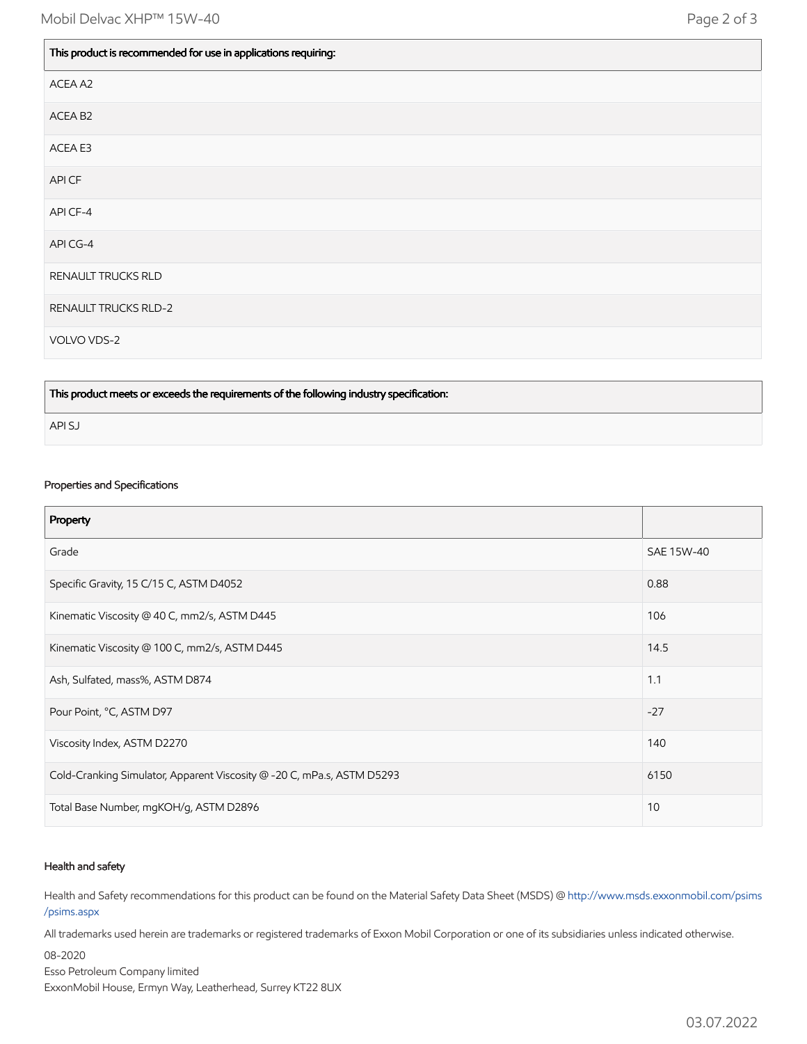| This product is recommended for use in applications requiring: |
| --- |
| ACEA A2 |
| ACEA B2 |
| ACEA E3 |
| API CF |
| API CF-4 |
| API CG-4 |
| RENAULT TRUCKS RLD |
| RENAULT TRUCKS RLD-2 |
| VOLVO VDS-2 |

| This product meets or exceeds the requirements of the following industry specification: |
| --- |
| API SJ |

### Properties and Specifications

| Property | |
| --- | --- |
| Grade | SAE 15W-40 |
| Specific Gravity, 15 C/15 C, ASTM D4052 | 0.88 |
| Kinematic Viscosity @ 40 C, mm2/s, ASTM D445 | 106 |
| Kinematic Viscosity @ 100 C, mm2/s, ASTM D445 | 14.5 |
| Ash, Sulfated, mass%, ASTM D874 | 1.1 |
| Pour Point, °C, ASTM D97 | -27 |
| Viscosity Index, ASTM D2270 | 140 |
| Cold-Cranking Simulator, Apparent Viscosity @ -20 C, mPa.s, ASTM D5293 | 6150 |
| Total Base Number, mgKOH/g, ASTM D2896 | 10 |

### Health and safety

Health and Safety recommendations for this product can be found on the Material Safety Data Sheet (MSDS) @ http://www.msds.exxonmobil.com/psims/psims.aspx

All trademarks used herein are trademarks or registered trademarks of Exxon Mobil Corporation or one of its subsidiaries unless indicated otherwise.

08-2020

Esso Petroleum Company limited

ExxonMobil House, Ermyn Way, Leatherhead, Surrey KT22 8UX

03.07.2022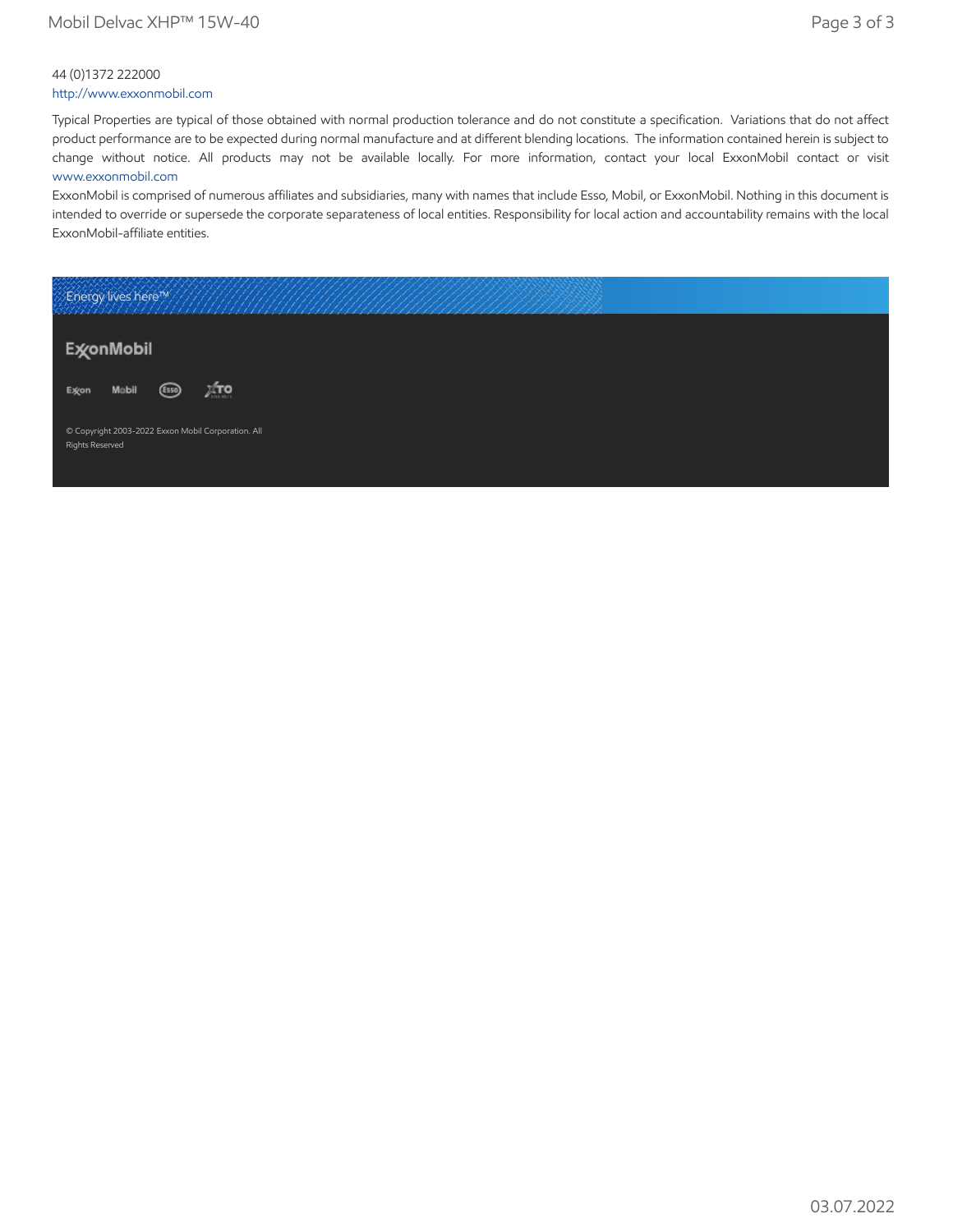44 (0)1372 222000

http://www.exxonmobil.com

Typical Properties are typical of those obtained with normal production tolerance and do not constitute a specification. Variations that do not affect product performance are to be expected during normal manufacture and at different blending locations. The information contained herein is subject to change without notice. All products may not be available locally. For more information, contact your local ExxonMobil contact or visit www.exxonmobil.com

ExxonMobil is comprised of numerous affiliates and subsidiaries, many with names that include Esso, Mobil, or ExxonMobil. Nothing in this document is intended to override or supersede the corporate separateness of local entities. Responsibility for local action and accountability remains with the local ExxonMobil-affiliate entities.

Energy lives here™

ExxonMobil

Exxon Mobil Esso XTO

© Copyright 2003-2022 Exxon Mobil Corporation. All Rights Reserved

03.07.2022